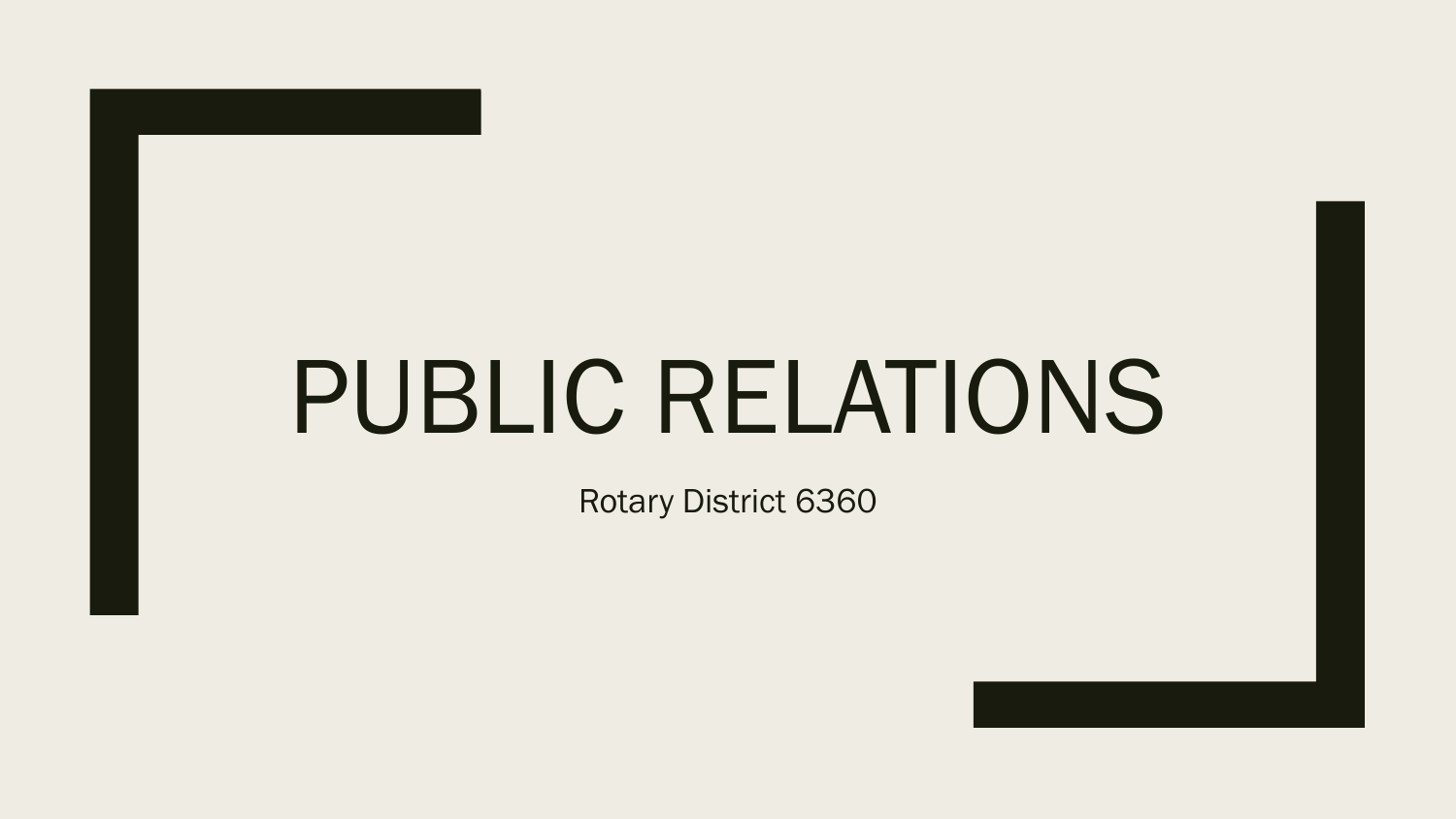# PUBLIC RELATIONS

Rotary District 6360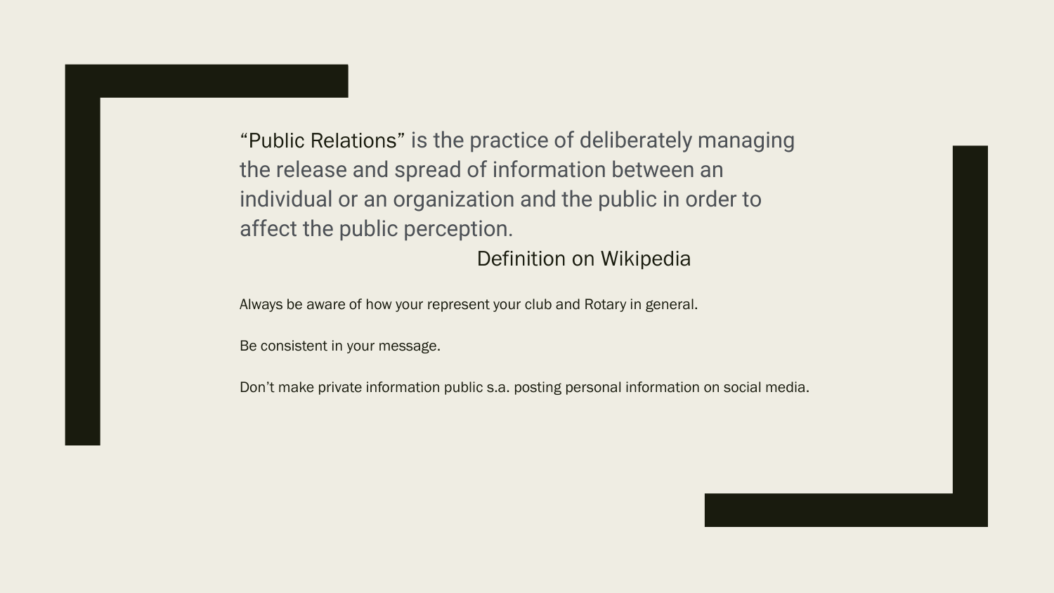"Public Relations" is the practice of deliberately managing the release and spread of information between an individual or an organization and the public in order to affect the public perception.

Definition on Wikipedia

Always be aware of how your represent your club and Rotary in general.

Be consistent in your message.

Don't make private information public s.a. posting personal information on social media.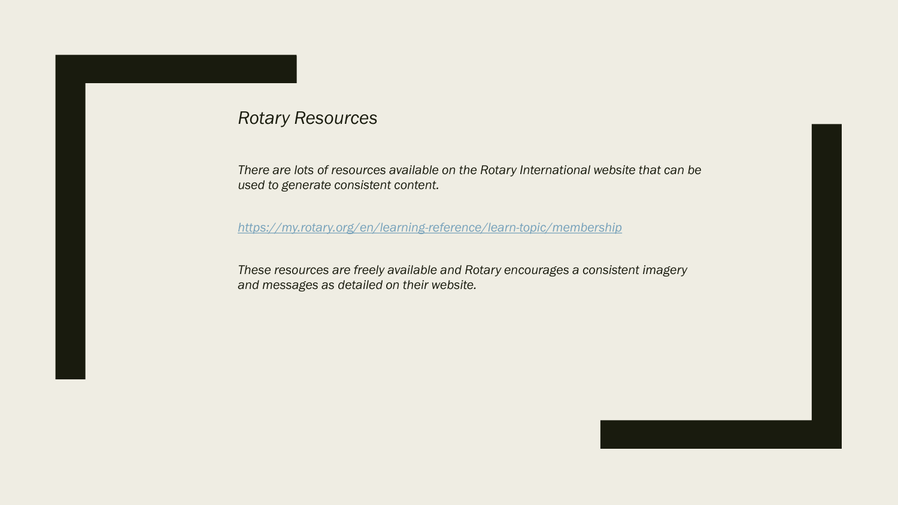# *Rotary Resources*

*There are lots of resources available on the Rotary International website that can be used to generate consistent content.*

*[https://my.rotary.org/en/learning-reference/learn-topic/membership](https://my.rotary.org/en/learning-reference/learn-topic/membership)*

*These resources are freely available and Rotary encourages a consistent imagery and messages as detailed on their website.*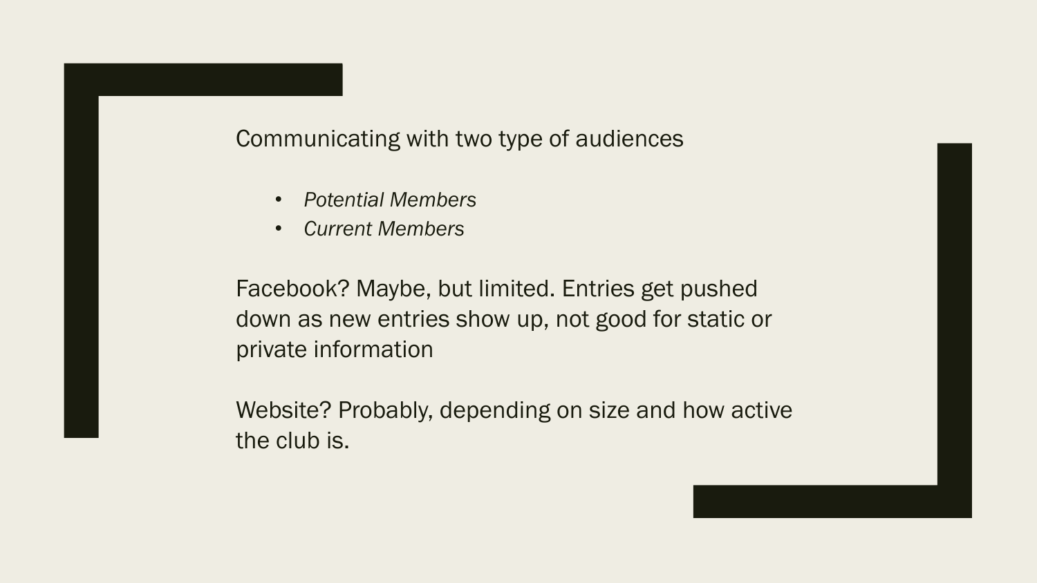Communicating with two type of audiences

- *Potential Members*
- *Current Members*

Facebook? Maybe, but limited. Entries get pushed down as new entries show up, not good for static or private information

Website? Probably, depending on size and how active the club is.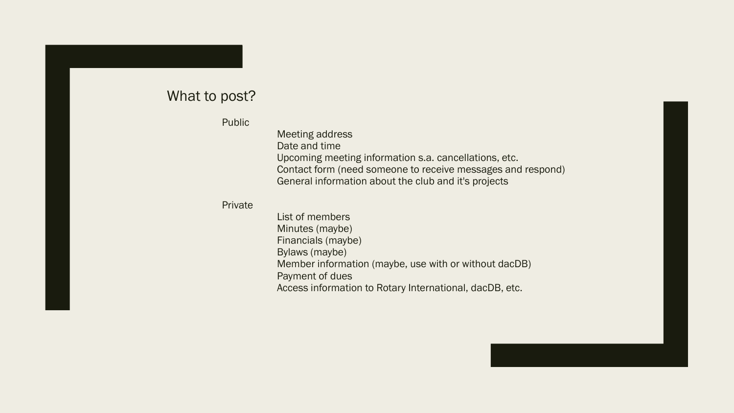# What to post?

- Public
  - Meeting address
  - Date and time
  - Upcoming meeting information s.a. cancellations, etc.
  - Contact form (need someone to receive messages and respond)
  - General information about the club and it's projects
- Private
  - List of members
  - Minutes (maybe)
  - Financials (maybe)
  - Bylaws (maybe)
  - Member information (maybe, use with or without dacDB)
  - Payment of dues
  - Access information to Rotary International, dacDB, etc.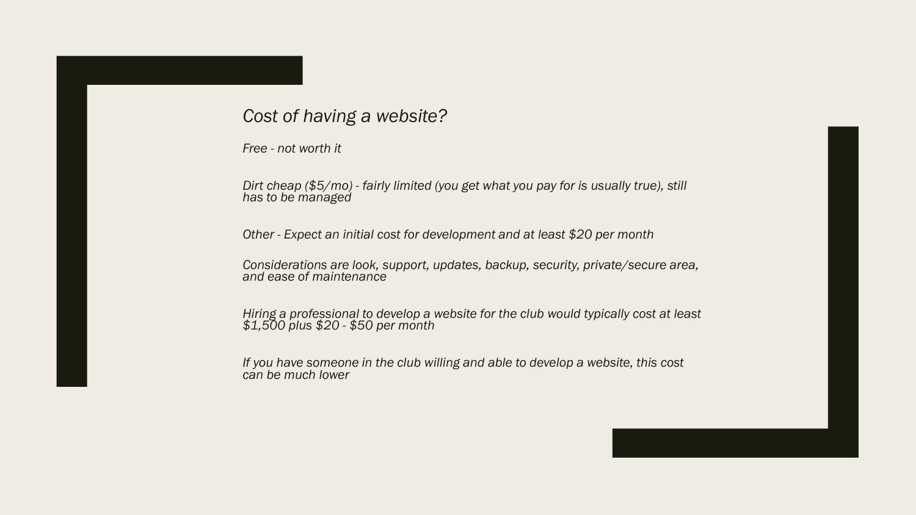# *Cost of having a website?*

*Free - not worth it*

*Dirt cheap ($5/mo) - fairly limited (you get what you pay for is usually true), still has to be managed*

*Other - Expect an initial cost for development and at least $20 per month*

*Considerations are look, support, updates, backup, security, private/secure area, and ease of maintenance*

*Hiring a professional to develop a website for the club would typically cost at least $1,500 plus $20 - $50 per month*

*If you have someone in the club willing and able to develop a website, this cost can be much lower*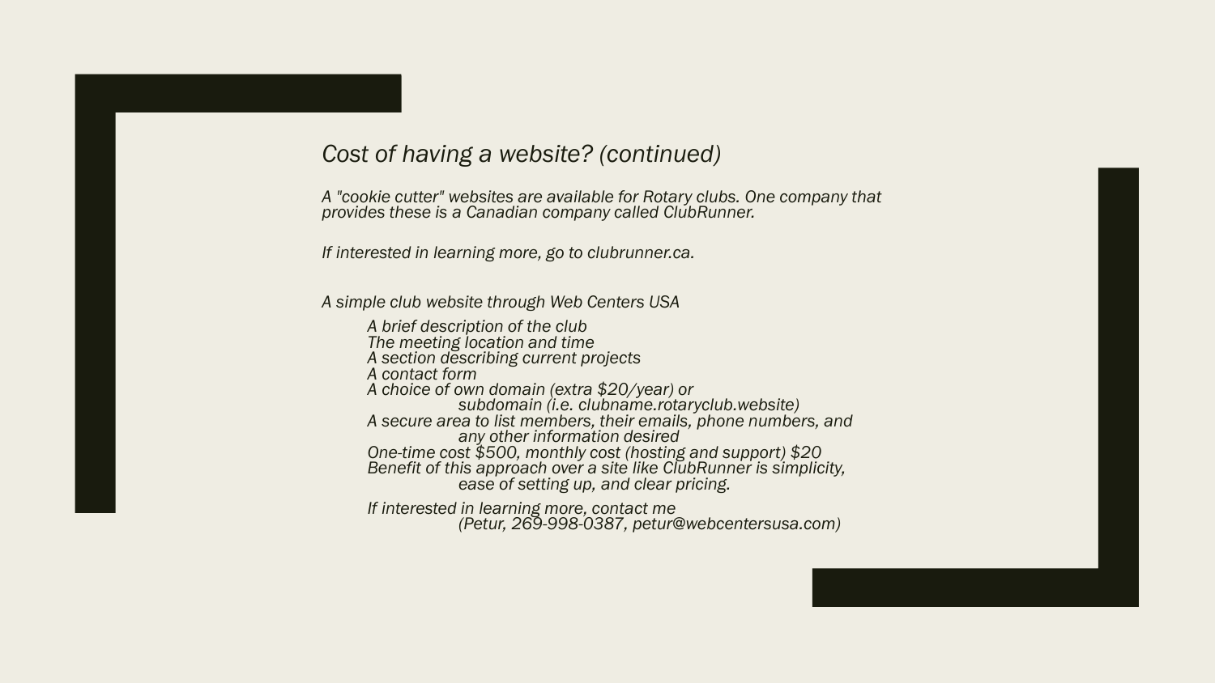## *Cost of having a website? (continued)*

*A "cookie cutter" websites are available for Rotary clubs. One company that provides these is a Canadian company called ClubRunner.*

*If interested in learning more, go to clubrunner.ca.*

*A simple club website through Web Centers USA*

- *A brief description of the club*
- *The meeting location and time*
- *A section describing current projects*
- *A contact form*
- *A choice of own domain (extra $20/year) or subdomain (i.e. clubname.rotaryclub.website)*
- *A secure area to list members, their emails, phone numbers, and any other information desired*
- *One-time cost $500, monthly cost (hosting and support) $20*
- *Benefit of this approach over a site like ClubRunner is simplicity, ease of setting up, and clear pricing.*

*If interested in learning more, contact me (Petur, 269-998-0387, petur@webcentersusa.com)*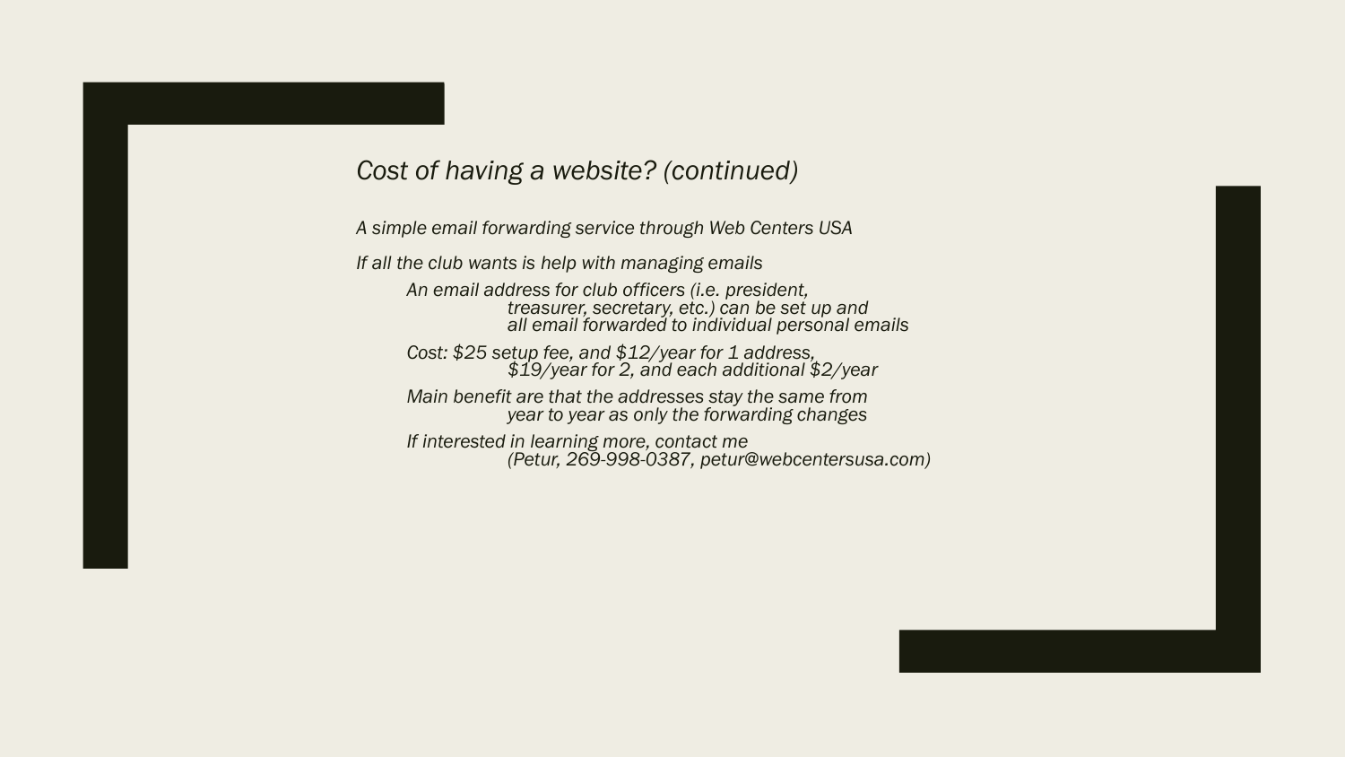## *Cost of having a website? (continued)*

*A simple email forwarding service through Web Centers USA*

*If all the club wants is help with managing emails*

- *An email address for club officers (i.e. president, treasurer, secretary, etc.) can be set up and all email forwarded to individual personal emails*
- *Cost: $25 setup fee, and $12/year for 1 address, $19/year for 2, and each additional $2/year*
- *Main benefit are that the addresses stay the same from year to year as only the forwarding changes*
- *If interested in learning more, contact me (Petur, 269-998-0387, petur@webcentersusa.com)*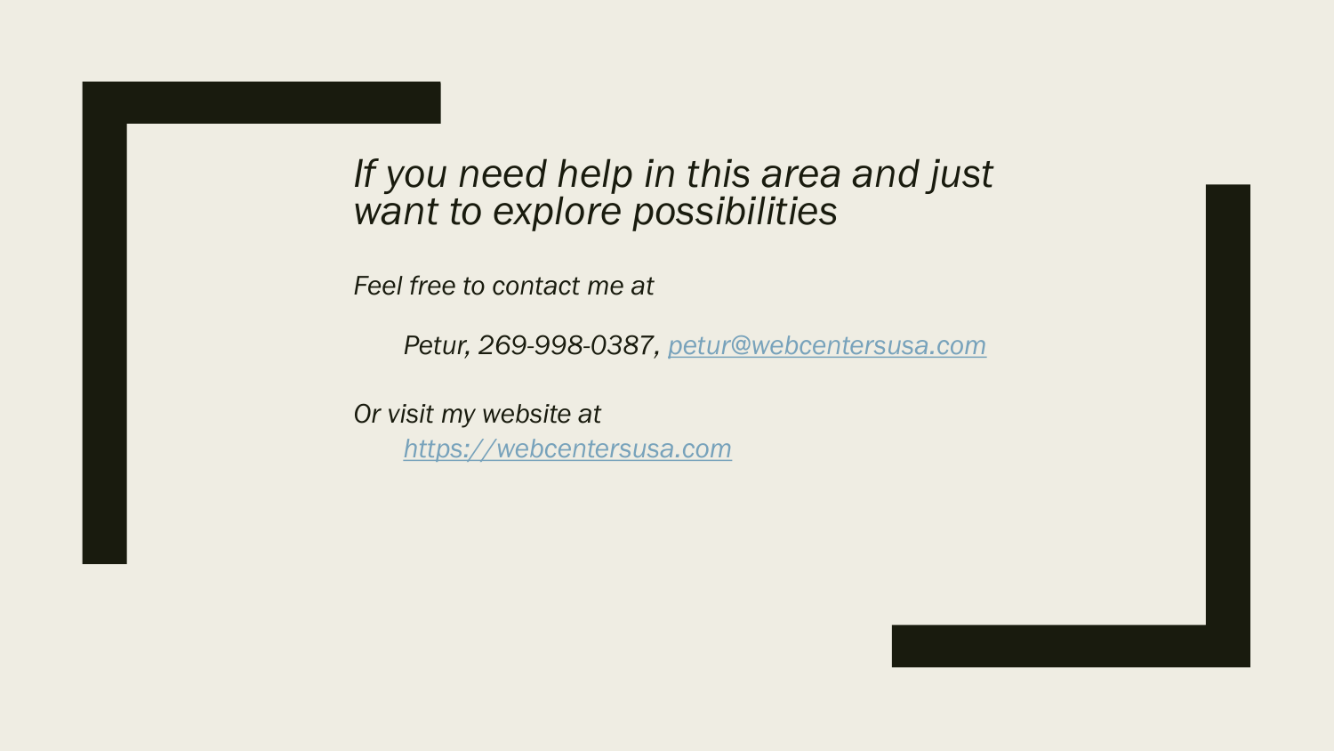# *If you need help in this area and just want to explore possibilities*

*Feel free to contact me at*

> *Petur, 269-998-0387, [petur@webcentersusa.com](mailto:petur@webcentersusa.com)*

*Or visit my website at*

> *[https://webcentersusa.com](https://webcentersusa.com)*